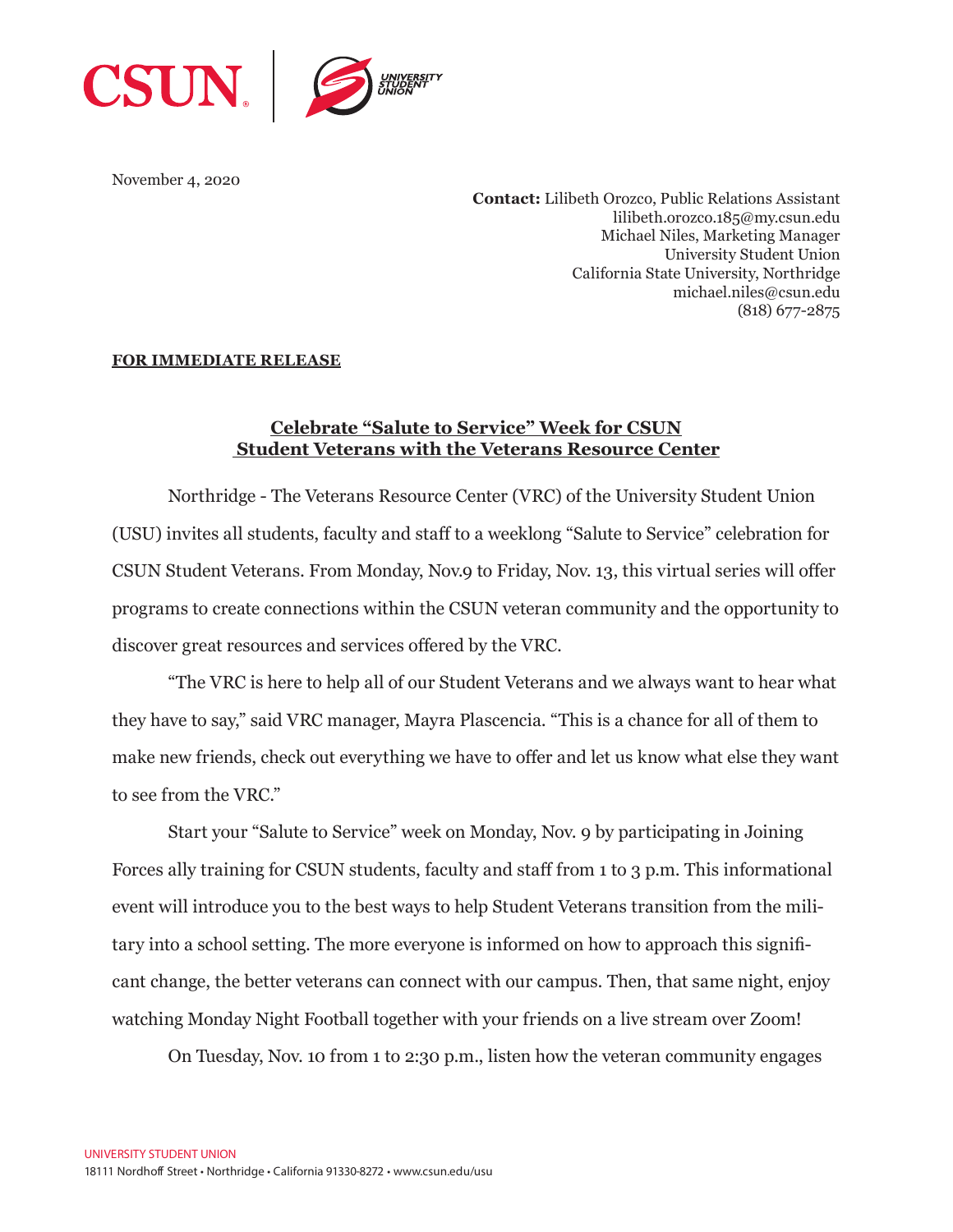November 4, 2020

**Contact:** Lilibeth Orozco, Public Relations Assistant
lilibeth.orozco.185@my.csun.edu
Michael Niles, Marketing Manager
University Student Union
California State University, Northridge
michael.niles@csun.edu
(818) 677-2875

**FOR IMMEDIATE RELEASE**

## Celebrate "Salute to Service" Week for CSUN Student Veterans with the Veterans Resource Center

Northridge - The Veterans Resource Center (VRC) of the University Student Union (USU) invites all students, faculty and staff to a weeklong "Salute to Service" celebration for CSUN Student Veterans. From Monday, Nov.9 to Friday, Nov. 13, this virtual series will offer programs to create connections within the CSUN veteran community and the opportunity to discover great resources and services offered by the VRC.

"The VRC is here to help all of our Student Veterans and we always want to hear what they have to say," said VRC manager, Mayra Plascencia. "This is a chance for all of them to make new friends, check out everything we have to offer and let us know what else they want to see from the VRC."

Start your "Salute to Service" week on Monday, Nov. 9 by participating in Joining Forces ally training for CSUN students, faculty and staff from 1 to 3 p.m. This informational event will introduce you to the best ways to help Student Veterans transition from the military into a school setting. The more everyone is informed on how to approach this significant change, the better veterans can connect with our campus. Then, that same night, enjoy watching Monday Night Football together with your friends on a live stream over Zoom!

On Tuesday, Nov. 10 from 1 to 2:30 p.m., listen how the veteran community engages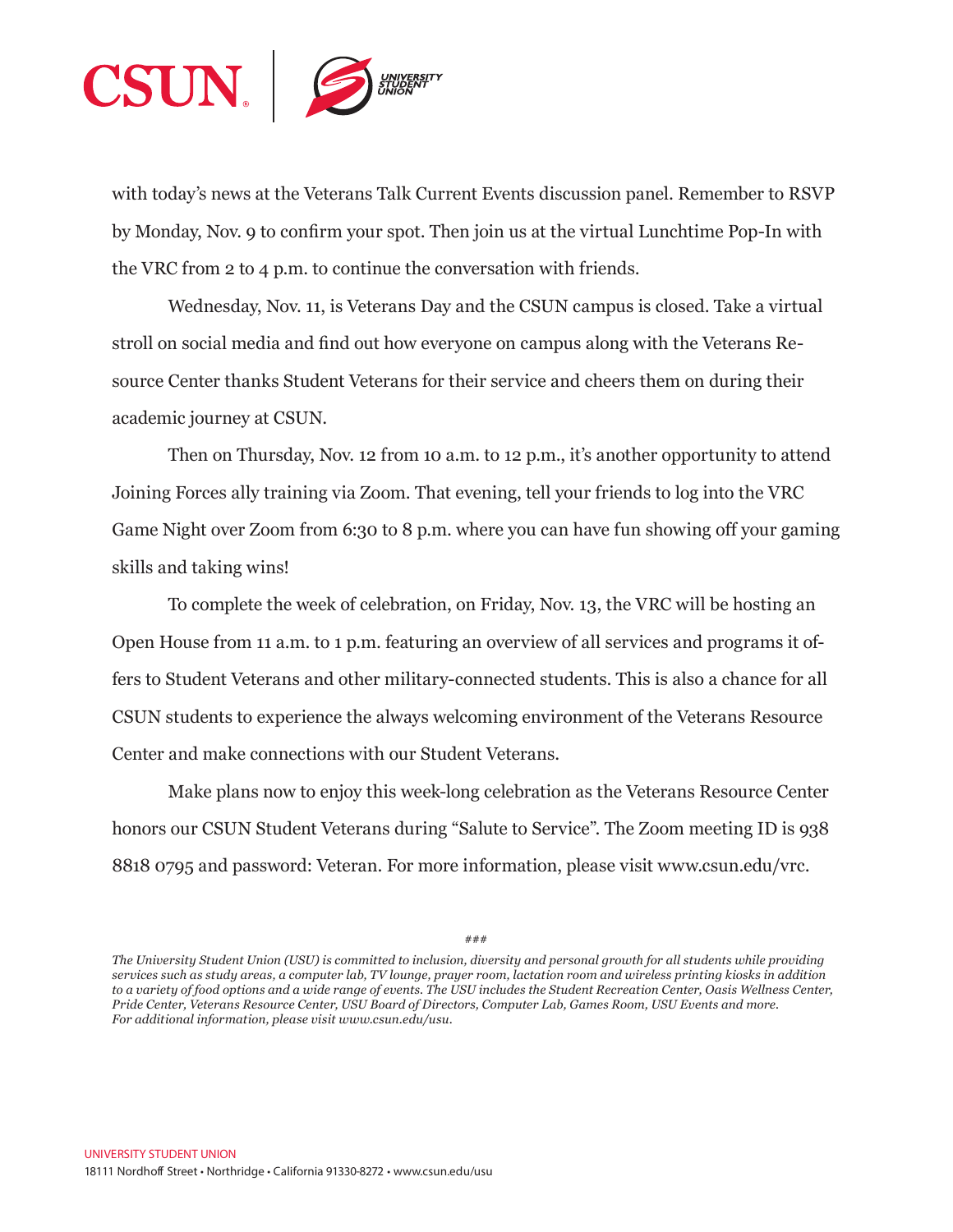with today's news at the Veterans Talk Current Events discussion panel. Remember to RSVP by Monday, Nov. 9 to confirm your spot. Then join us at the virtual Lunchtime Pop-In with the VRC from 2 to 4 p.m. to continue the conversation with friends.

Wednesday, Nov. 11, is Veterans Day and the CSUN campus is closed. Take a virtual stroll on social media and find out how everyone on campus along with the Veterans Resource Center thanks Student Veterans for their service and cheers them on during their academic journey at CSUN.

Then on Thursday, Nov. 12 from 10 a.m. to 12 p.m., it's another opportunity to attend Joining Forces ally training via Zoom. That evening, tell your friends to log into the VRC Game Night over Zoom from 6:30 to 8 p.m. where you can have fun showing off your gaming skills and taking wins!

To complete the week of celebration, on Friday, Nov. 13, the VRC will be hosting an Open House from 11 a.m. to 1 p.m. featuring an overview of all services and programs it offers to Student Veterans and other military-connected students. This is also a chance for all CSUN students to experience the always welcoming environment of the Veterans Resource Center and make connections with our Student Veterans.

Make plans now to enjoy this week-long celebration as the Veterans Resource Center honors our CSUN Student Veterans during "Salute to Service". The Zoom meeting ID is 938 8818 0795 and password: Veteran. For more information, please visit www.csun.edu/vrc.

###

*The University Student Union (USU) is committed to inclusion, diversity and personal growth for all students while providing services such as study areas, a computer lab, TV lounge, prayer room, lactation room and wireless printing kiosks in addition to a variety of food options and a wide range of events. The USU includes the Student Recreation Center, Oasis Wellness Center, Pride Center, Veterans Resource Center, USU Board of Directors, Computer Lab, Games Room, USU Events and more. For additional information, please visit www.csun.edu/usu.*